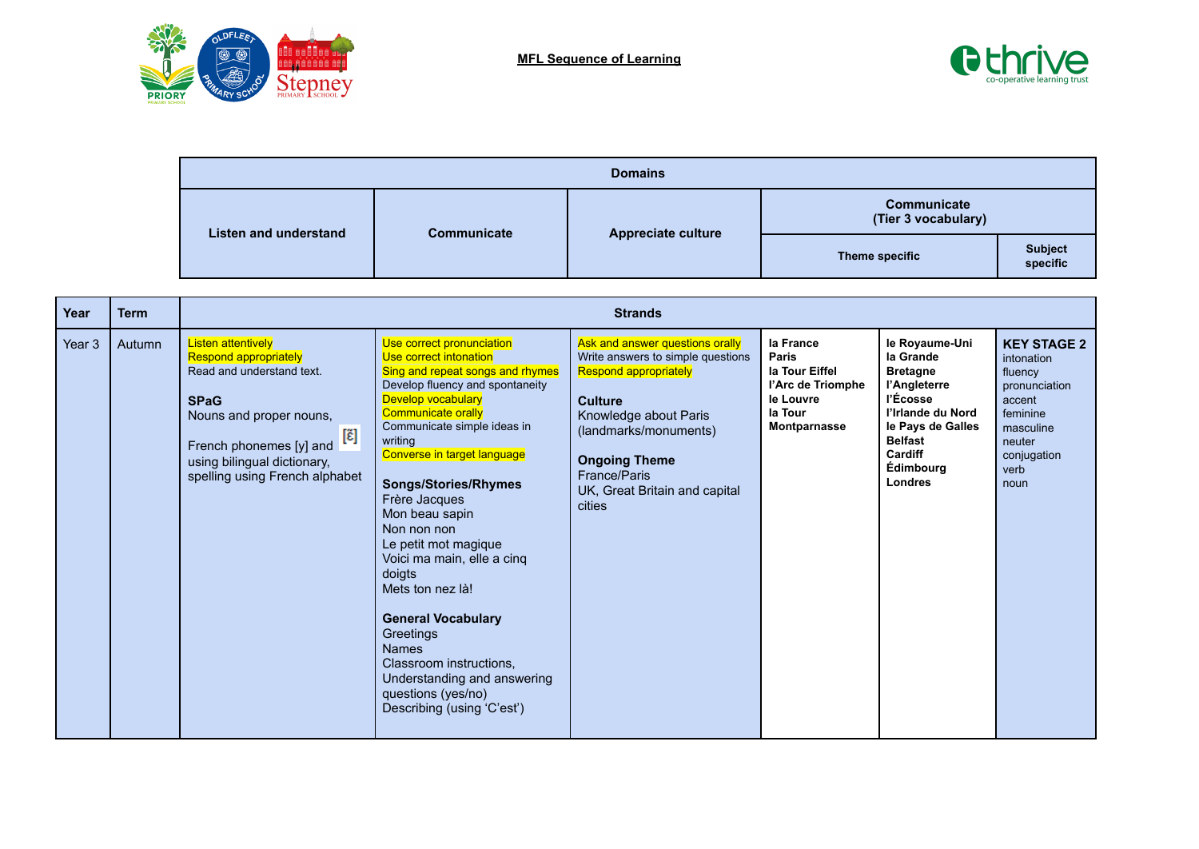**MFL Sequence of Learning**

| Domains | | | | | |
|---|---|---|---|---|---|
| Listen and understand | Communicate | Appreciate culture | Communicate (Tier 3 vocabulary) | | |
| | | | Theme specific | | Subject specific |

| Year | Term | Strands | | | | | |
|---|---|---|---|---|---|---|---|
| Year 3 | Autumn | Listen attentively<br>Respond appropriately<br>Read and understand text.<br><br>**SPaG**<br>Nouns and proper nouns,<br><br>French phonemes [y] and [ɛ̃]<br>using bilingual dictionary,<br>spelling using French alphabet | Use correct pronunciation<br>Use correct intonation<br>Sing and repeat songs and rhymes<br>Develop fluency and spontaneity<br>Develop vocabulary<br>Communicate orally<br>Communicate simple ideas in writing<br>Converse in target language<br><br>**Songs/Stories/Rhymes**<br>Frère Jacques<br>Mon beau sapin<br>Non non non<br>Le petit mot magique<br>Voici ma main, elle a cinq doigts<br>Mets ton nez là!<br><br>**General Vocabulary**<br>Greetings<br>Names<br>Classroom instructions,<br>Understanding and answering questions (yes/no)<br>Describing (using 'C'est') | Ask and answer questions orally<br>Write answers to simple questions<br>Respond appropriately<br><br>**Culture**<br>Knowledge about Paris (landmarks/monuments)<br><br>**Ongoing Theme**<br>France/Paris<br>UK, Great Britain and capital cities | **la France**<br>**Paris**<br>**la Tour Eiffel**<br>**l'Arc de Triomphe**<br>**le Louvre**<br>**la Tour Montparnasse** | **le Royaume-Uni**<br>**la Grande Bretagne**<br>**l'Angleterre**<br>**l'Écosse**<br>**l'Irlande du Nord**<br>**le Pays de Galles**<br>**Belfast**<br>**Cardiff**<br>**Édimbourg**<br>**Londres** | **KEY STAGE 2**<br>intonation<br>fluency<br>pronunciation<br>accent<br>feminine<br>masculine<br>neuter<br>conjugation<br>verb<br>noun |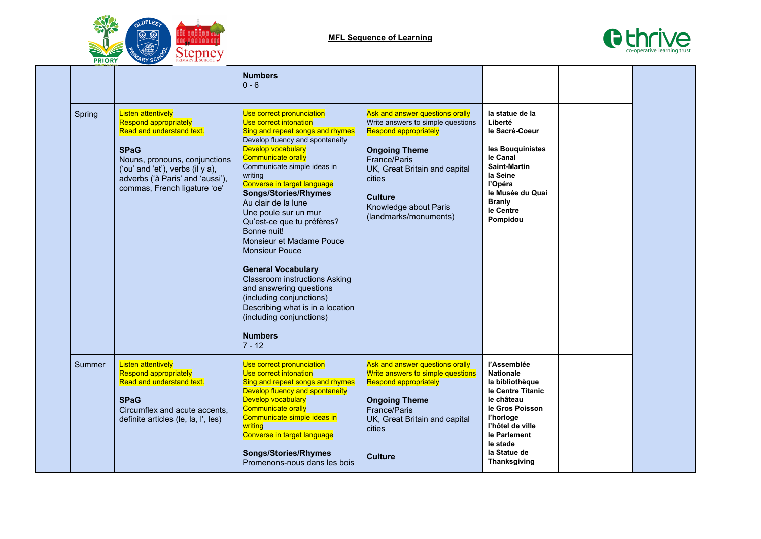**MFL Sequence of Learning**

| | | | | | | | |
|---|---|---|---|---|---|---|---|
| | | | **Numbers**<br>0 - 6 | | | | |
| | Spring | Listen attentively<br>Respond appropriately<br>Read and understand text.<br><br>**SPaG**<br>Nouns, pronouns, conjunctions (‘ou’ and ‘et’), verbs (il y a), adverbs (‘à Paris’ and ‘aussi’), commas, French ligature ‘oe’ | Use correct pronunciation<br>Use correct intonation<br>Sing and repeat songs and rhymes<br>Develop fluency and spontaneity<br>Develop vocabulary<br>Communicate orally<br>Communicate simple ideas in writing<br>Converse in target language<br>**Songs/Stories/Rhymes**<br>Au clair de la lune<br>Une poule sur un mur<br>Qu’est-ce que tu préfères?<br>Bonne nuit!<br>Monsieur et Madame Pouce<br>Monsieur Pouce<br><br>**General Vocabulary**<br>Classroom instructions Asking and answering questions (including conjunctions)<br>Describing what is in a location (including conjunctions)<br><br>**Numbers**<br>7 - 12 | Ask and answer questions orally<br>Write answers to simple questions<br>Respond appropriately<br><br>**Ongoing Theme**<br>France/Paris<br>UK, Great Britain and capital cities<br><br>**Culture**<br>Knowledge about Paris (landmarks/monuments) | **la statue de la Liberté**<br>**le Sacré-Coeur**<br><br>**les Bouquinistes**<br>**le Canal Saint-Martin**<br>**la Seine**<br>**l’Opéra**<br>**le Musée du Quai Branly**<br>**le Centre Pompidou** | | |
| | Summer | Listen attentively<br>Respond appropriately<br>Read and understand text.<br><br>**SPaG**<br>Circumflex and acute accents, definite articles (le, la, l’, les) | Use correct pronunciation<br>Use correct intonation<br>Sing and repeat songs and rhymes<br>Develop fluency and spontaneity<br>Develop vocabulary<br>Communicate orally<br>Communicate simple ideas in writing<br>Converse in target language<br><br>**Songs/Stories/Rhymes**<br>Promenons-nous dans les bois | Ask and answer questions orally<br>Write answers to simple questions<br>Respond appropriately<br><br>**Ongoing Theme**<br>France/Paris<br>UK, Great Britain and capital cities<br><br>**Culture** | **l’Assemblée Nationale**<br>**la bibliothèque**<br>**le Centre Titanic**<br>**le château**<br>**le Gros Poisson**<br>**l’horloge**<br>**l’hôtel de ville**<br>**le Parlement**<br>**le stade**<br>**la Statue de Thanksgiving** | | |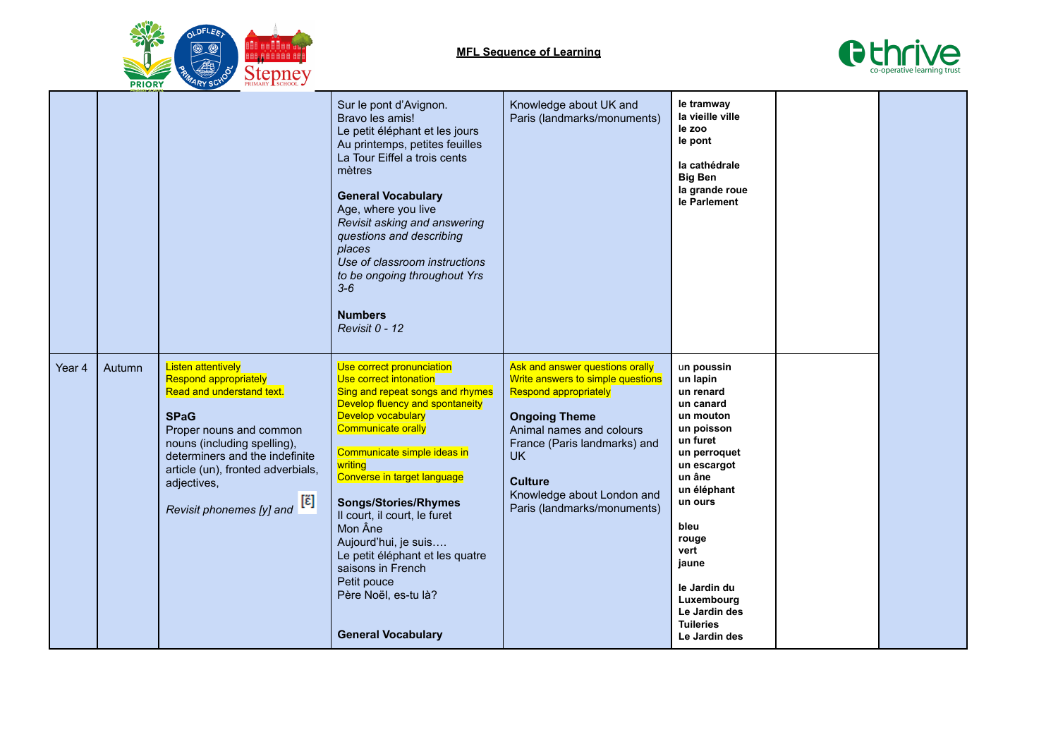**MFL Sequence of Learning**

| | | | | | | | |
|---|---|---|---|---|---|---|---|
| | | | Sur le pont d'Avignon.<br>Bravo les amis!<br>Le petit éléphant et les jours<br>Au printemps, petites feuilles<br>La Tour Eiffel a trois cents mètres<br><br>**General Vocabulary**<br>Age, where you live<br>*Revisit asking and answering questions and describing places*<br>*Use of classroom instructions to be ongoing throughout Yrs 3-6*<br><br>**Numbers**<br>*Revisit 0 - 12* | Knowledge about UK and Paris (landmarks/monuments) | **le tramway**<br>**la vieille ville**<br>**le zoo**<br>**le pont**<br><br>**la cathédrale**<br>**Big Ben**<br>**la grande roue**<br>**le Parlement** | | |
| Year 4 | Autumn | Listen attentively<br>Respond appropriately<br>Read and understand text.<br><br>**SPaG**<br>Proper nouns and common nouns (including spelling), determiners and the indefinite article (un), fronted adverbials, adjectives,<br><br>*Revisit phonemes [y] and* [ɛ̃] | Use correct pronunciation<br>Use correct intonation<br>Sing and repeat songs and rhymes<br>Develop fluency and spontaneity<br>Develop vocabulary<br>Communicate orally<br><br>Communicate simple ideas in writing<br>Converse in target language<br><br>**Songs/Stories/Rhymes**<br>Il court, il court, le furet<br>Mon Âne<br>Aujourd'hui, je suis….<br>Le petit éléphant et les quatre saisons in French<br>Petit pouce<br>Père Noël, es-tu là?<br><br>**General Vocabulary** | Ask and answer questions orally<br>Write answers to simple questions<br>Respond appropriately<br><br>**Ongoing Theme**<br>Animal names and colours<br>France (Paris landmarks) and UK<br><br>**Culture**<br>Knowledge about London and Paris (landmarks/monuments) | un **poussin**<br>**un lapin**<br>**un renard**<br>**un canard**<br>**un mouton**<br>**un poisson**<br>**un furet**<br>**un perroquet**<br>**un escargot**<br>**un âne**<br>**un éléphant**<br>**un ours**<br><br>**bleu**<br>**rouge**<br>**vert**<br>**jaune**<br><br>**le Jardin du Luxembourg**<br>**Le Jardin des Tuileries**<br>**Le Jardin des** | | |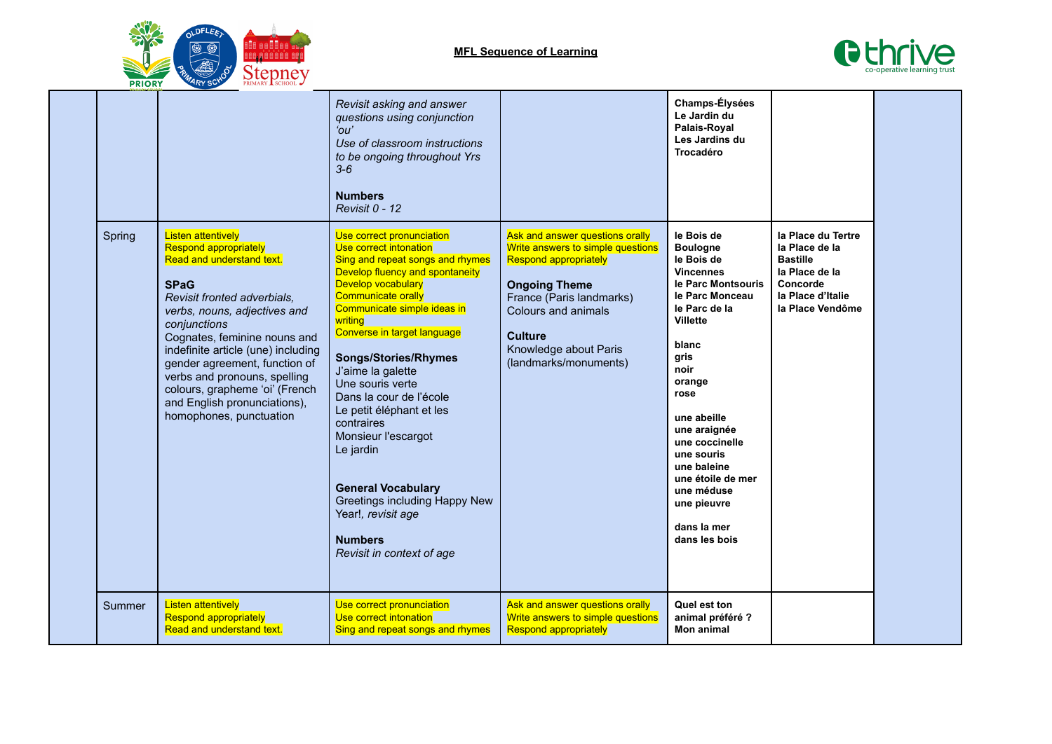## MFL Sequence of Learning

| | | | | | | | |
|---|---|---|---|---|---|---|---|
| | | | *Revisit asking and answer questions using conjunction 'ou'*<br>*Use of classroom instructions to be ongoing throughout Yrs 3-6*<br><br>**Numbers**<br>*Revisit 0 - 12* | | **Champs-Élysées**<br>**Le Jardin du Palais-Royal**<br>**Les Jardins du Trocadéro** | | |
| | Spring | Listen attentively<br>Respond appropriately<br>Read and understand text.<br><br>**SPaG**<br>*Revisit fronted adverbials, verbs, nouns, adjectives and conjunctions*<br>Cognates, feminine nouns and indefinite article (une) including gender agreement, function of verbs and pronouns, spelling colours, grapheme 'oi' (French and English pronunciations), homophones, punctuation | Use correct pronunciation<br>Use correct intonation<br>Sing and repeat songs and rhymes<br>Develop fluency and spontaneity<br>Develop vocabulary<br>Communicate orally<br>Communicate simple ideas in writing<br>Converse in target language<br><br>**Songs/Stories/Rhymes**<br>J'aime la galette<br>Une souris verte<br>Dans la cour de l'école<br>Le petit éléphant et les contraires<br>Monsieur l'escargot<br>Le jardin<br><br>**General Vocabulary**<br>Greetings including Happy New Year!, *revisit age*<br><br>**Numbers**<br>*Revisit in context of age* | Ask and answer questions orally<br>Write answers to simple questions<br>Respond appropriately<br><br>**Ongoing Theme**<br>France (Paris landmarks)<br>Colours and animals<br><br>**Culture**<br>Knowledge about Paris (landmarks/monuments) | **le Bois de Boulogne**<br>**le Bois de Vincennes**<br>**le Parc Montsouris**<br>**le Parc Monceau**<br>**le Parc de la Villette**<br><br>**blanc**<br>**gris**<br>**noir**<br>**orange**<br>**rose**<br><br>**une abeille**<br>**une araignée**<br>**une coccinelle**<br>**une souris**<br>**une baleine**<br>**une étoile de mer**<br>**une méduse**<br>**une pieuvre**<br><br>**dans la mer**<br>**dans les bois** | **la Place du Tertre**<br>**la Place de la Bastille**<br>**la Place de la Concorde**<br>**la Place d'Italie**<br>**la Place Vendôme** | |
| | Summer | Listen attentively<br>Respond appropriately<br>Read and understand text. | Use correct pronunciation<br>Use correct intonation<br>Sing and repeat songs and rhymes | Ask and answer questions orally<br>Write answers to simple questions<br>Respond appropriately | **Quel est ton animal préféré ?**<br>**Mon animal** | | |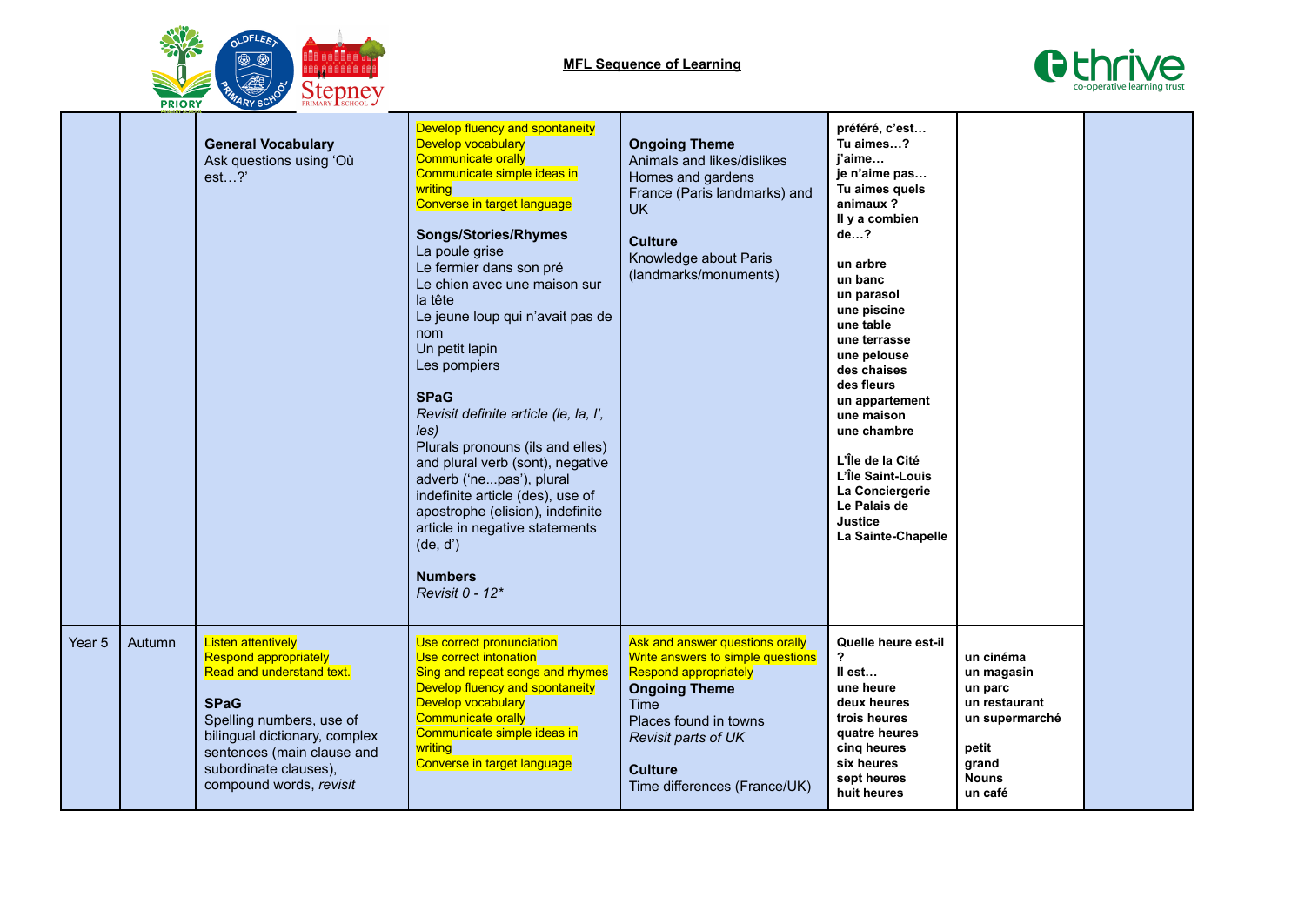**MFL Sequence of Learning**

| | | | | | | | |
|---|---|---|---|---|---|---|---|
| | | **General Vocabulary**<br>Ask questions using 'Où est…?' | Develop fluency and spontaneity<br>Develop vocabulary<br>Communicate orally<br>Communicate simple ideas in writing<br>Converse in target language<br><br>**Songs/Stories/Rhymes**<br>La poule grise<br>Le fermier dans son pré<br>Le chien avec une maison sur la tête<br>Le jeune loup qui n'avait pas de nom<br>Un petit lapin<br>Les pompiers<br><br>**SPaG**<br>*Revisit definite article (le, la, l', les)*<br>Plurals pronouns (ils and elles) and plural verb (sont), negative adverb ('ne...pas'), plural indefinite article (des), use of apostrophe (elision), indefinite article in negative statements (de, d')<br><br>**Numbers**<br>*Revisit 0 - 12** | **Ongoing Theme**<br>Animals and likes/dislikes<br>Homes and gardens<br>France (Paris landmarks) and UK<br><br>**Culture**<br>Knowledge about Paris (landmarks/monuments) | **préféré, c'est…**<br>**Tu aimes…?**<br>**j'aime…**<br>**je n'aime pas…**<br>**Tu aimes quels animaux ?**<br>**Il y a combien de…?**<br><br>**un arbre**<br>**un banc**<br>**un parasol**<br>**une piscine**<br>**une table**<br>**une terrasse**<br>**une pelouse**<br>**des chaises**<br>**des fleurs**<br>**un appartement**<br>**une maison**<br>**une chambre**<br><br>**L'Île de la Cité**<br>**L'Île Saint-Louis**<br>**La Conciergerie**<br>**Le Palais de Justice**<br>**La Sainte-Chapelle** | | |
| Year 5 | Autumn | Listen attentively<br>Respond appropriately<br>Read and understand text.<br><br>**SPaG**<br>Spelling numbers, use of bilingual dictionary, complex sentences (main clause and subordinate clauses), compound words, *revisit* | Use correct pronunciation<br>Use correct intonation<br>Sing and repeat songs and rhymes<br>Develop fluency and spontaneity<br>Develop vocabulary<br>Communicate orally<br>Communicate simple ideas in writing<br>Converse in target language | Ask and answer questions orally<br>Write answers to simple questions<br>Respond appropriately<br>**Ongoing Theme**<br>Time<br>Places found in towns<br>*Revisit parts of UK*<br><br>**Culture**<br>Time differences (France/UK) | **Quelle heure est-il ?**<br>**Il est…**<br>**une heure**<br>**deux heures**<br>**trois heures**<br>**quatre heures**<br>**cinq heures**<br>**six heures**<br>**sept heures**<br>**huit heures** | **un cinéma**<br>**un magasin**<br>**un parc**<br>**un restaurant**<br>**un supermarché**<br><br>**petit**<br>**grand**<br>**Nouns**<br>**un café** | |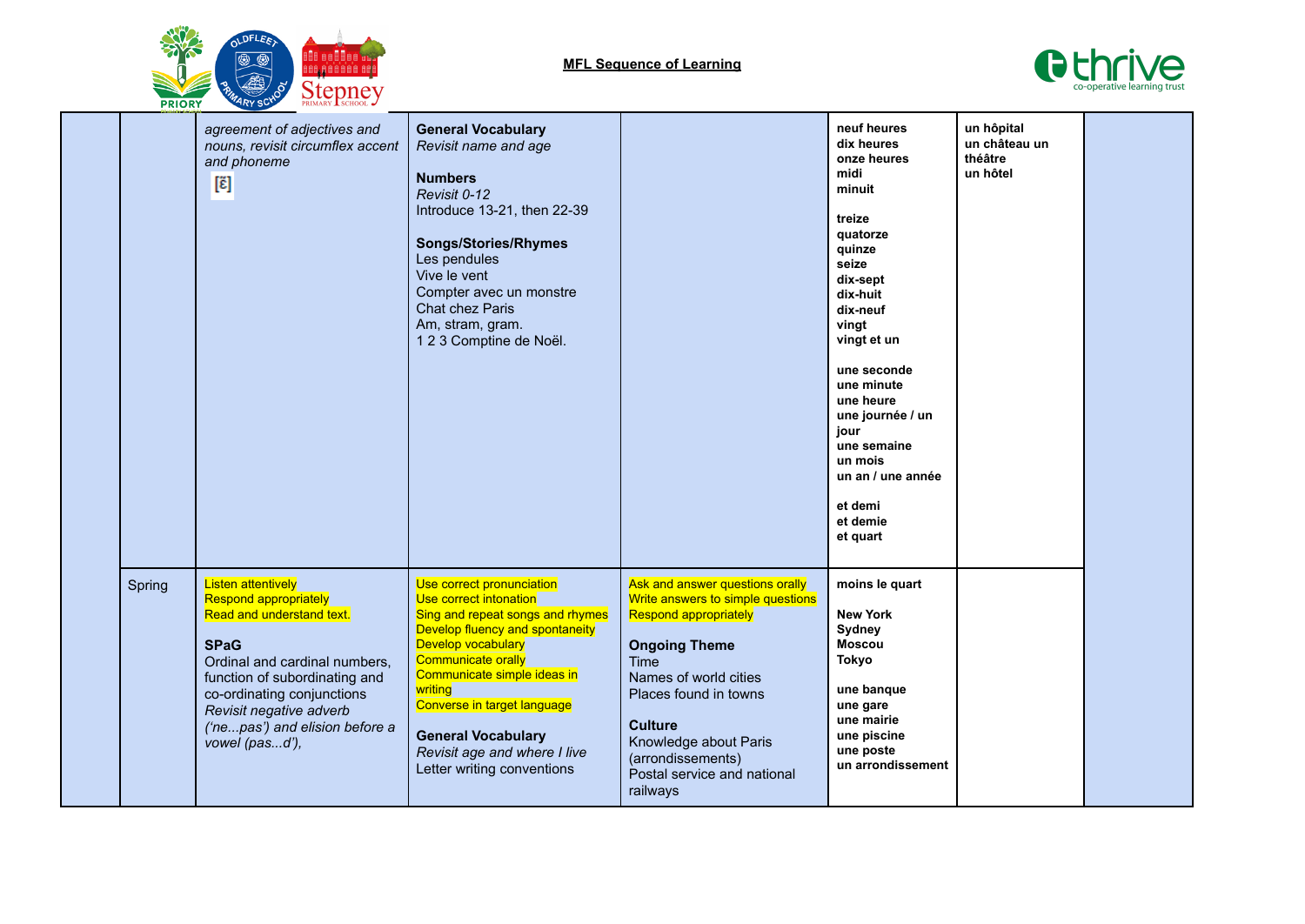MFL Sequence of Learning

| | | | | | | | |
|---|---|---|---|---|---|---|---|
| | | *agreement of adjectives and nouns, revisit circumflex accent and phoneme* [ɛ̃] | **General Vocabulary**<br>*Revisit name and age*<br><br>**Numbers**<br>*Revisit 0-12*<br>Introduce 13-21, then 22-39<br><br>**Songs/Stories/Rhymes**<br>Les pendules<br>Vive le vent<br>Compter avec un monstre<br>Chat chez Paris<br>Am, stram, gram.<br>1 2 3 Comptine de Noël. | | **neuf heures**<br>**dix heures**<br>**onze heures**<br>**midi**<br>**minuit**<br><br>**treize**<br>**quatorze**<br>**quinze**<br>**seize**<br>**dix-sept**<br>**dix-huit**<br>**dix-neuf**<br>**vingt**<br>**vingt et un**<br><br>**une seconde**<br>**une minute**<br>**une heure**<br>**une journée / un jour**<br>**une semaine**<br>**un mois**<br>**un an / une année**<br><br>**et demi**<br>**et demie**<br>**et quart** | **un hôpital**<br>**un château un théâtre**<br>**un hôtel** | |
| | Spring | Listen attentively<br>Respond appropriately<br>Read and understand text.<br><br>**SPaG**<br>Ordinal and cardinal numbers, function of subordinating and co-ordinating conjunctions<br>*Revisit negative adverb ('ne...pas') and elision before a vowel (pas...d'),* | Use correct pronunciation<br>Use correct intonation<br>Sing and repeat songs and rhymes<br>Develop fluency and spontaneity<br>Develop vocabulary<br>Communicate orally<br>Communicate simple ideas in writing<br>Converse in target language<br><br>**General Vocabulary**<br>*Revisit age and where I live*<br>Letter writing conventions | Ask and answer questions orally<br>Write answers to simple questions<br>Respond appropriately<br><br>**Ongoing Theme**<br>Time<br>Names of world cities<br>Places found in towns<br><br>**Culture**<br>Knowledge about Paris (arrondissements)<br>Postal service and national railways | **moins le quart**<br><br>**New York**<br>**Sydney**<br>**Moscou**<br>**Tokyo**<br><br>**une banque**<br>**une gare**<br>**une mairie**<br>**une piscine**<br>**une poste**<br>**un arrondissement** | | |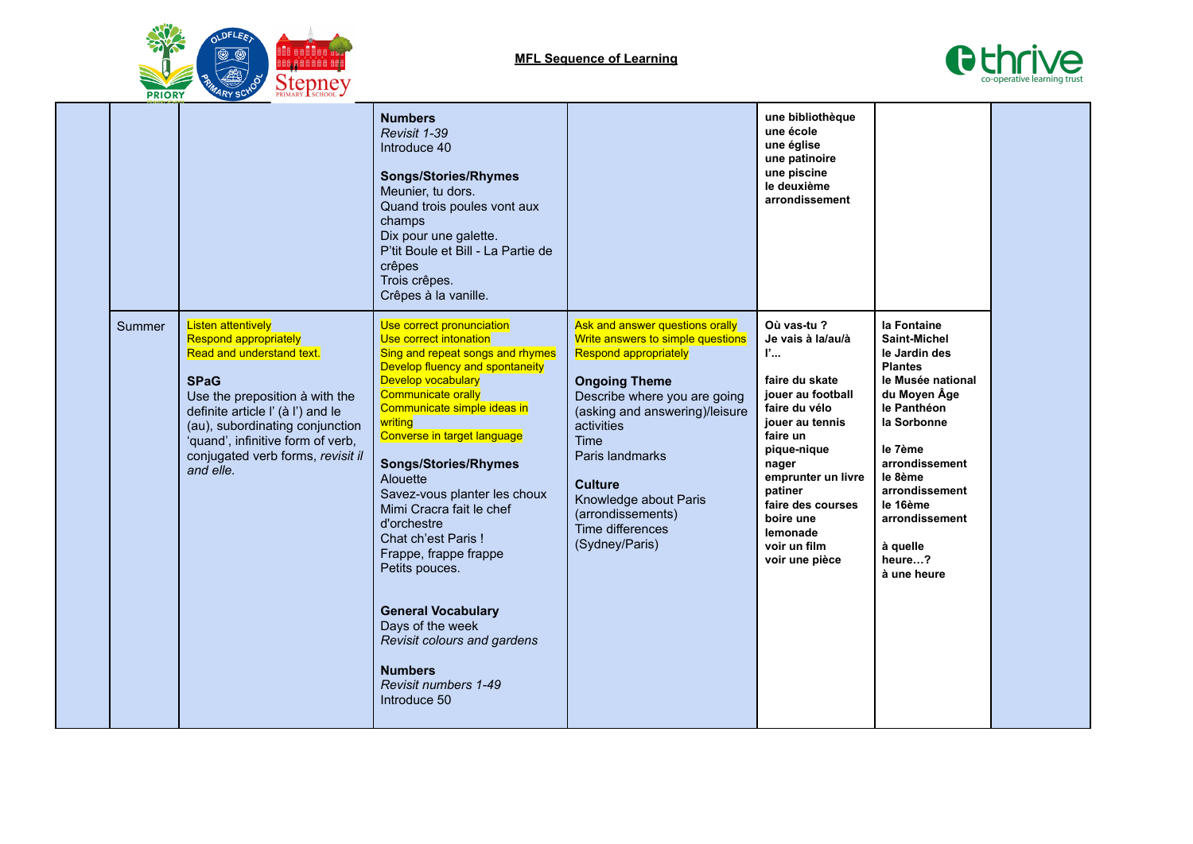**MFL Sequence of Learning**

| | | | | | | | |
|---|---|---|---|---|---|---|---|
| | | | **Numbers**<br>*Revisit 1-39*<br>Introduce 40<br><br>**Songs/Stories/Rhymes**<br>Meunier, tu dors.<br>Quand trois poules vont aux champs<br>Dix pour une galette.<br>P'tit Boule et Bill - La Partie de crêpes<br>Trois crêpes.<br>Crêpes à la vanille. | | **une bibliothèque**<br>**une école**<br>**une église**<br>**une patinoire**<br>**une piscine**<br>**le deuxième arrondissement** | | |
| | Summer | Listen attentively<br>Respond appropriately<br>Read and understand text.<br><br>**SPaG**<br>Use the preposition à with the definite article l' (à l') and le (au), subordinating conjunction 'quand', infinitive form of verb, conjugated verb forms, *revisit il and elle.* | Use correct pronunciation<br>Use correct intonation<br>Sing and repeat songs and rhymes<br>Develop fluency and spontaneity<br>Develop vocabulary<br>Communicate orally<br>Communicate simple ideas in writing<br>Converse in target language<br><br>**Songs/Stories/Rhymes**<br>Alouette<br>Savez-vous planter les choux<br>Mimi Cracra fait le chef d'orchestre<br>Chat ch'est Paris !<br>Frappe, frappe frappe<br>Petits pouces.<br><br>**General Vocabulary**<br>Days of the week<br>*Revisit colours and gardens*<br><br>**Numbers**<br>*Revisit numbers 1-49*<br>Introduce 50 | Ask and answer questions orally<br>Write answers to simple questions<br>Respond appropriately<br><br>**Ongoing Theme**<br>Describe where you are going (asking and answering)/leisure activities<br>Time<br>Paris landmarks<br><br>**Culture**<br>Knowledge about Paris (arrondissements)<br>Time differences (Sydney/Paris) | **Où vas-tu ?**<br>**Je vais à la/au/à l'...**<br><br>**faire du skate**<br>**jouer au football**<br>**faire du vélo**<br>**jouer au tennis**<br>**faire un pique-nique**<br>**nager**<br>**emprunter un livre**<br>**patiner**<br>**faire des courses**<br>**boire une lemonade**<br>**voir un film**<br>**voir une pièce** | **la Fontaine Saint-Michel**<br>**le Jardin des Plantes**<br>**le Musée national du Moyen Âge**<br>**le Panthéon**<br>**la Sorbonne**<br><br>**le 7ème arrondissement**<br>**le 8ème arrondissement**<br>**le 16ème arrondissement**<br><br>**à quelle heure…?**<br>**à une heure** | |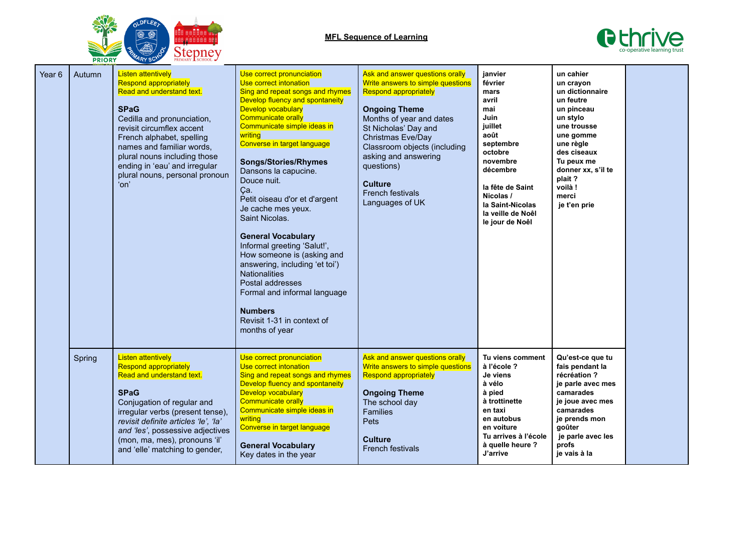**MFL Sequence of Learning**

| | | | | | | | |
|---|---|---|---|---|---|---|---|
| Year 6 | Autumn | Listen attentively<br>Respond appropriately<br>Read and understand text.<br><br>**SPaG**<br>Cedilla and pronunciation, revisit circumflex accent French alphabet, spelling names and familiar words, plural nouns including those ending in 'eau' and irregular plural nouns, personal pronoun 'on' | Use correct pronunciation<br>Use correct intonation<br>Sing and repeat songs and rhymes<br>Develop fluency and spontaneity<br>Develop vocabulary<br>Communicate orally<br>Communicate simple ideas in writing<br>Converse in target language<br><br>**Songs/Stories/Rhymes**<br>Dansons la capucine.<br>Douce nuit.<br>Ça.<br>Petit oiseau d'or et d'argent<br>Je cache mes yeux.<br>Saint Nicolas.<br><br>**General Vocabulary**<br>Informal greeting 'Salut!',<br>How someone is (asking and answering, including 'et toi')<br>Nationalities<br>Postal addresses<br>Formal and informal language<br><br>**Numbers**<br>Revisit 1-31 in context of months of year | Ask and answer questions orally<br>Write answers to simple questions<br>Respond appropriately<br><br>**Ongoing Theme**<br>Months of year and dates<br>St Nicholas' Day and Christmas Eve/Day<br>Classroom objects (including asking and answering questions)<br><br>**Culture**<br>French festivals<br>Languages of UK | **janvier**<br>**février**<br>**mars**<br>**avril**<br>**mai**<br>**Juin**<br>**juillet**<br>**août**<br>**septembre**<br>**octobre**<br>**novembre**<br>**décembre**<br><br>**la fête de Saint Nicolas /**<br>**la Saint-Nicolas**<br>**la veille de Noël**<br>**le jour de Noël** | **un cahier**<br>**un crayon**<br>**un dictionnaire**<br>**un feutre**<br>**un pinceau**<br>**un stylo**<br>**une trousse**<br>**une gomme**<br>**une règle**<br>**des ciseaux**<br>**Tu peux me donner xx, s'il te plait ?**<br>**voilà !**<br>**merci**<br>**je t'en prie** | |
| | Spring | Listen attentively<br>Respond appropriately<br>Read and understand text.<br><br>**SPaG**<br>Conjugation of regular and irregular verbs (present tense), *revisit definite articles 'le', 'la' and 'les'*, possessive adjectives (mon, ma, mes), pronouns 'il' and 'elle' matching to gender, | Use correct pronunciation<br>Use correct intonation<br>Sing and repeat songs and rhymes<br>Develop fluency and spontaneity<br>Develop vocabulary<br>Communicate orally<br>Communicate simple ideas in writing<br>Converse in target language<br><br>**General Vocabulary**<br>Key dates in the year | Ask and answer questions orally<br>Write answers to simple questions<br>Respond appropriately<br><br>**Ongoing Theme**<br>The school day<br>Families<br>Pets<br><br>**Culture**<br>French festivals | **Tu viens comment à l'école ?**<br>**Je viens**<br>**à vélo**<br>**à pied**<br>**à trottinette**<br>**en taxi**<br>**en autobus**<br>**en voiture**<br>**Tu arrives à l'école à quelle heure ?**<br>**J'arrive** | **Qu'est-ce que tu fais pendant la récréation ?**<br>**je parle avec mes camarades**<br>**je joue avec mes camarades**<br>**je prends mon goûter**<br>**je parle avec les profs**<br>**je vais à la** | |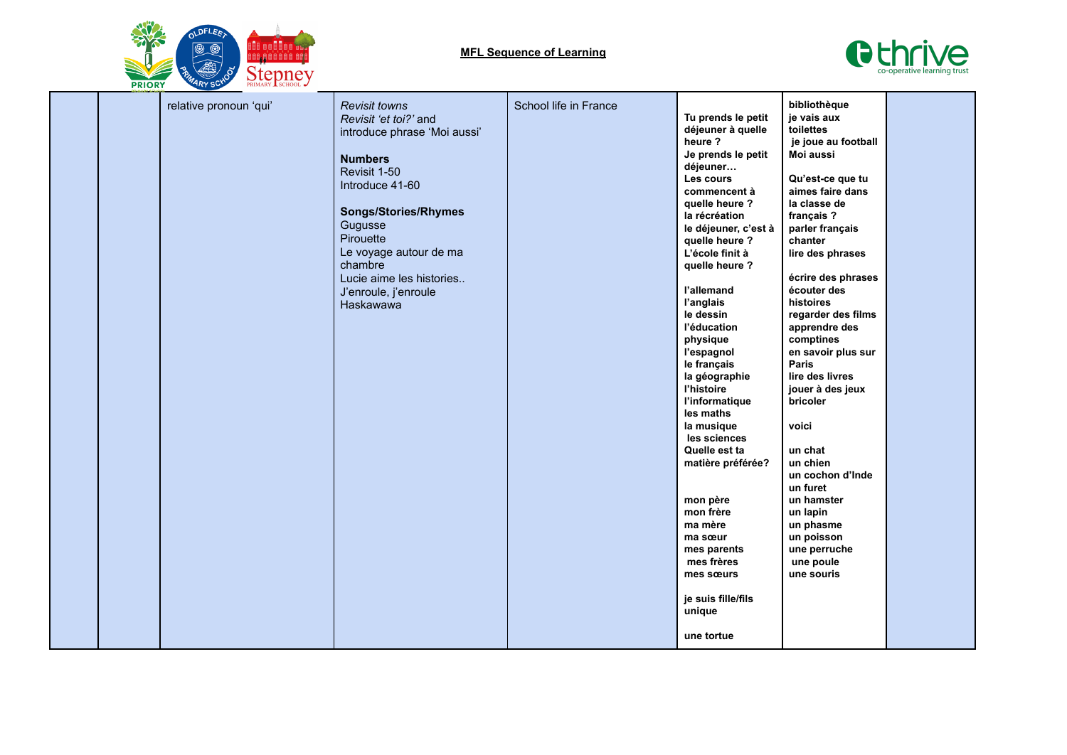**MFL Sequence of Learning**

| | | | | | | | |
|---|---|---|---|---|---|---|---|
| | | relative pronoun 'qui' | *Revisit towns*<br>*Revisit 'et toi?'* and introduce phrase 'Moi aussi'<br><br>**Numbers**<br>Revisit 1-50<br>Introduce 41-60<br><br>**Songs/Stories/Rhymes**<br>Gugusse<br>Pirouette<br>Le voyage autour de ma chambre<br>Lucie aime les histories..<br>J'enroule, j'enroule<br>Haskawawa | School life in France | **Tu prends le petit déjeuner à quelle heure ?**<br>**Je prends le petit déjeuner…**<br>**Les cours commencent à quelle heure ?**<br>**la récréation**<br>**le déjeuner, c'est à quelle heure ?**<br>**L'école finit à quelle heure ?**<br><br>**l'allemand**<br>**l'anglais**<br>**le dessin**<br>**l'éducation physique**<br>**l'espagnol**<br>**le français**<br>**la géographie**<br>**l'histoire**<br>**l'informatique**<br>**les maths**<br>**la musique**<br>**les sciences**<br>**Quelle est ta matière préférée?**<br><br>**mon père**<br>**mon frère**<br>**ma mère**<br>**ma sœur**<br>**mes parents**<br>**mes frères**<br>**mes sœurs**<br><br>**je suis fille/fils unique**<br><br>**une tortue** | **bibliothèque**<br>**je vais aux toilettes**<br>**je joue au football**<br>**Moi aussi**<br><br>**Qu'est-ce que tu aimes faire dans la classe de français ?**<br>**parler français**<br>**chanter**<br>**lire des phrases**<br><br>**écrire des phrases**<br>**écouter des histoires**<br>**regarder des films**<br>**apprendre des comptines**<br>**en savoir plus sur Paris**<br>**lire des livres**<br>**jouer à des jeux**<br>**bricoler**<br><br>**voici**<br><br>**un chat**<br>**un chien**<br>**un cochon d'Inde**<br>**un furet**<br>**un hamster**<br>**un lapin**<br>**un phasme**<br>**un poisson**<br>**une perruche**<br>**une poule**<br>**une souris** | |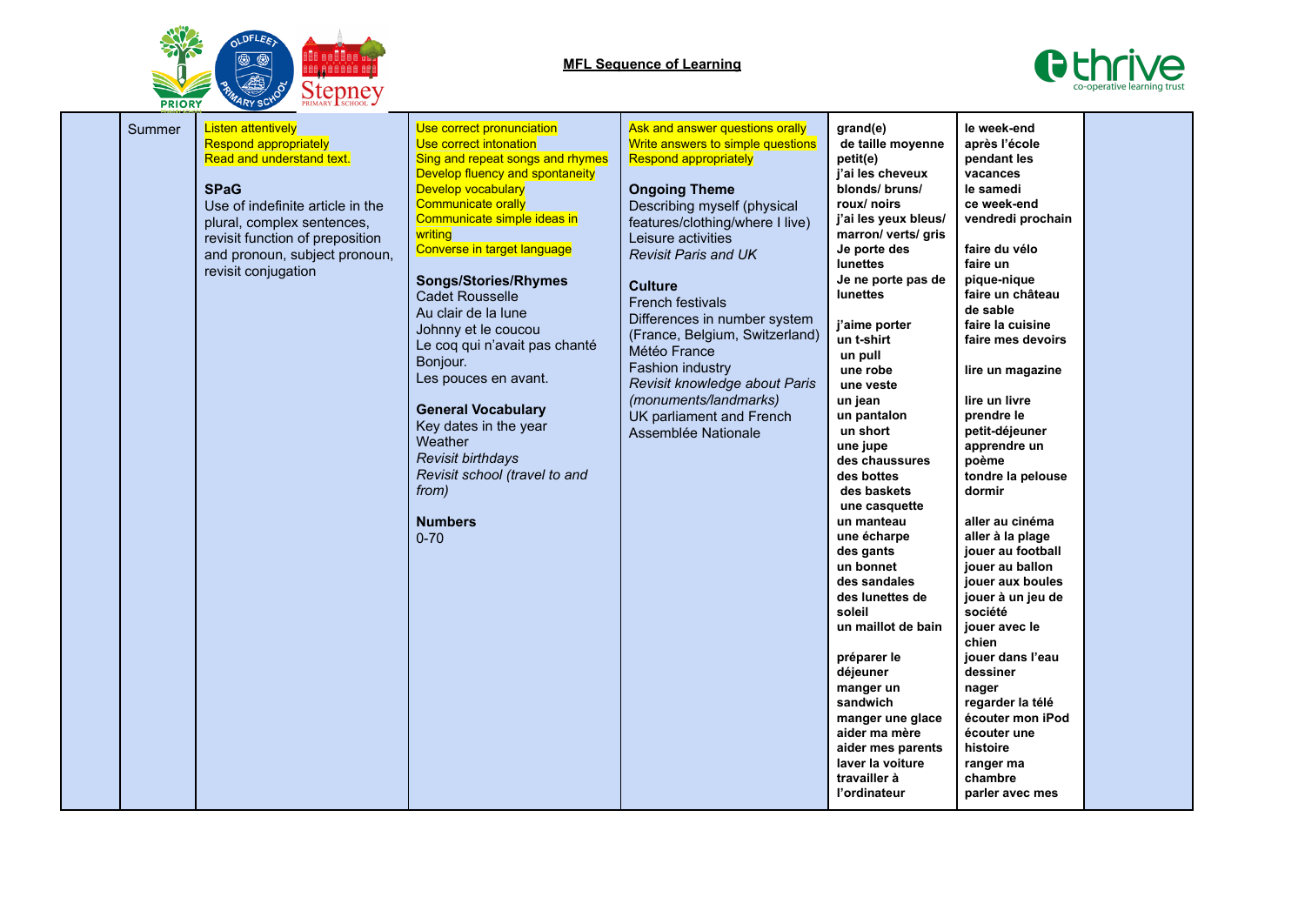**MFL Sequence of Learning**

| | Summer | Listen attentively<br>Respond appropriately<br>Read and understand text.<br><br>**SPaG**<br>Use of indefinite article in the plural, complex sentences, revisit function of preposition and pronoun, subject pronoun, revisit conjugation | Use correct pronunciation<br>Use correct intonation<br>Sing and repeat songs and rhymes<br>Develop fluency and spontaneity<br>Develop vocabulary<br>Communicate orally<br>Communicate simple ideas in writing<br>Converse in target language<br><br>**Songs/Stories/Rhymes**<br>Cadet Rousselle<br>Au clair de la lune<br>Johnny et le coucou<br>Le coq qui n'avait pas chanté Bonjour.<br>Les pouces en avant.<br><br>**General Vocabulary**<br>Key dates in the year<br>Weather<br>*Revisit birthdays*<br>*Revisit school (travel to and from)*<br><br>**Numbers**<br>0-70 | Ask and answer questions orally<br>Write answers to simple questions<br>Respond appropriately<br><br>**Ongoing Theme**<br>Describing myself (physical features/clothing/where I live)<br>Leisure activities<br>*Revisit Paris and UK*<br><br>**Culture**<br>French festivals<br>Differences in number system (France, Belgium, Switzerland)<br>Météo France<br>Fashion industry<br>*Revisit knowledge about Paris (monuments/landmarks)*<br>UK parliament and French Assemblée Nationale | **grand(e)**<br>**de taille moyenne**<br>**petit(e)**<br>**j'ai les cheveux blonds/ bruns/ roux/ noirs**<br>**j'ai les yeux bleus/ marron/ verts/ gris**<br>**Je porte des lunettes**<br>**Je ne porte pas de lunettes**<br><br>**j'aime porter**<br>**un t-shirt**<br>**un pull**<br>**une robe**<br>**une veste**<br>**un jean**<br>**un pantalon**<br>**un short**<br>**une jupe**<br>**des chaussures**<br>**des bottes**<br>**des baskets**<br>**une casquette**<br>**un manteau**<br>**une écharpe**<br>**des gants**<br>**un bonnet**<br>**des sandales**<br>**des lunettes de soleil**<br>**un maillot de bain**<br><br>**préparer le déjeuner**<br>**manger un sandwich**<br>**manger une glace**<br>**aider ma mère**<br>**aider mes parents**<br>**laver la voiture**<br>**travailler à l'ordinateur** | **le week-end**<br>**après l'école**<br>**pendant les vacances**<br>**le samedi**<br>**ce week-end**<br>**vendredi prochain**<br><br>**faire du vélo**<br>**faire un pique-nique**<br>**faire un château de sable**<br>**faire la cuisine**<br>**faire mes devoirs**<br><br>**lire un magazine**<br><br>**lire un livre**<br>**prendre le petit-déjeuner**<br>**apprendre un poème**<br>**tondre la pelouse**<br>**dormir**<br><br>**aller au cinéma**<br>**aller à la plage**<br>**jouer au football**<br>**jouer au ballon**<br>**jouer aux boules**<br>**jouer à un jeu de société**<br>**jouer avec le chien**<br>**jouer dans l'eau**<br>**dessiner**<br>**nager**<br>**regarder la télé**<br>**écouter mon iPod**<br>**écouter une histoire**<br>**ranger ma chambre**<br>**parler avec mes** | |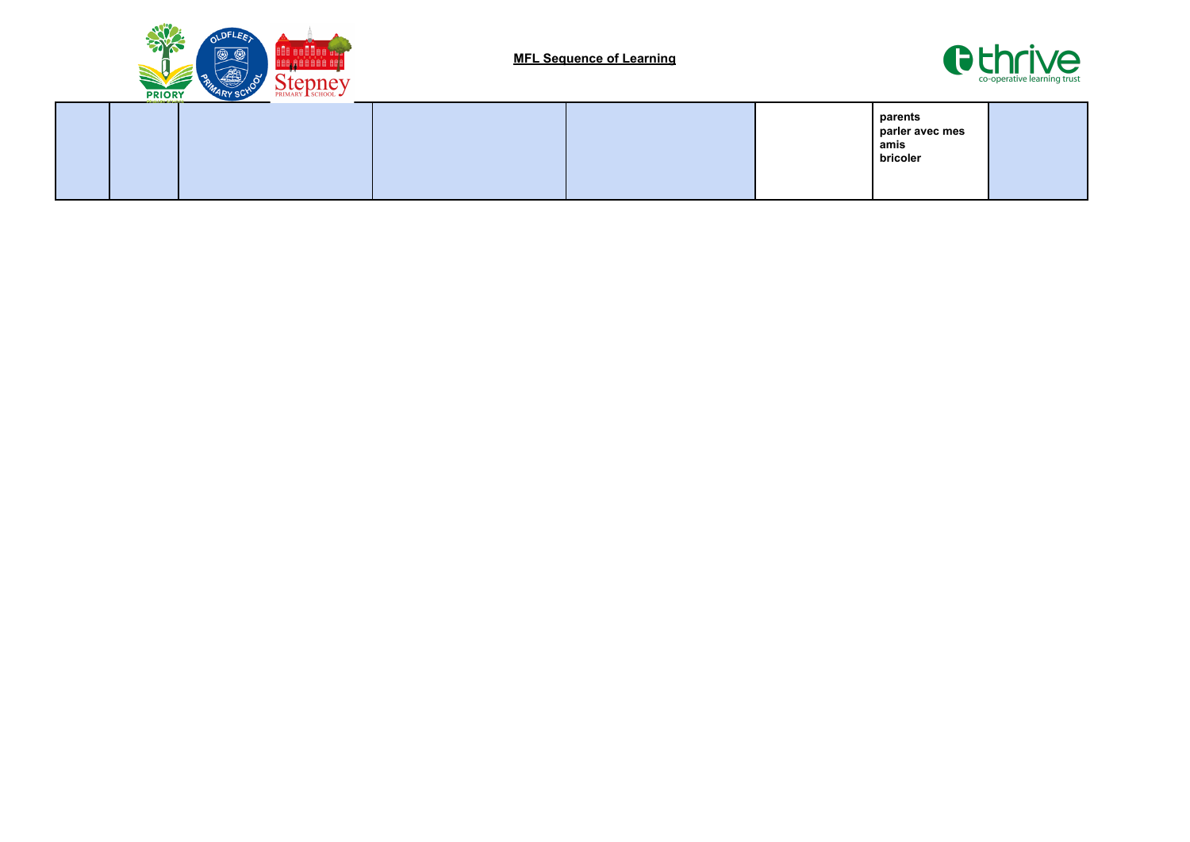**MFL Sequence of Learning**

| | | | | | | | |
|---|---|---|---|---|---|---|---|
| | | | | | | **parents**<br>**parler avec mes amis**<br>**bricoler** | |